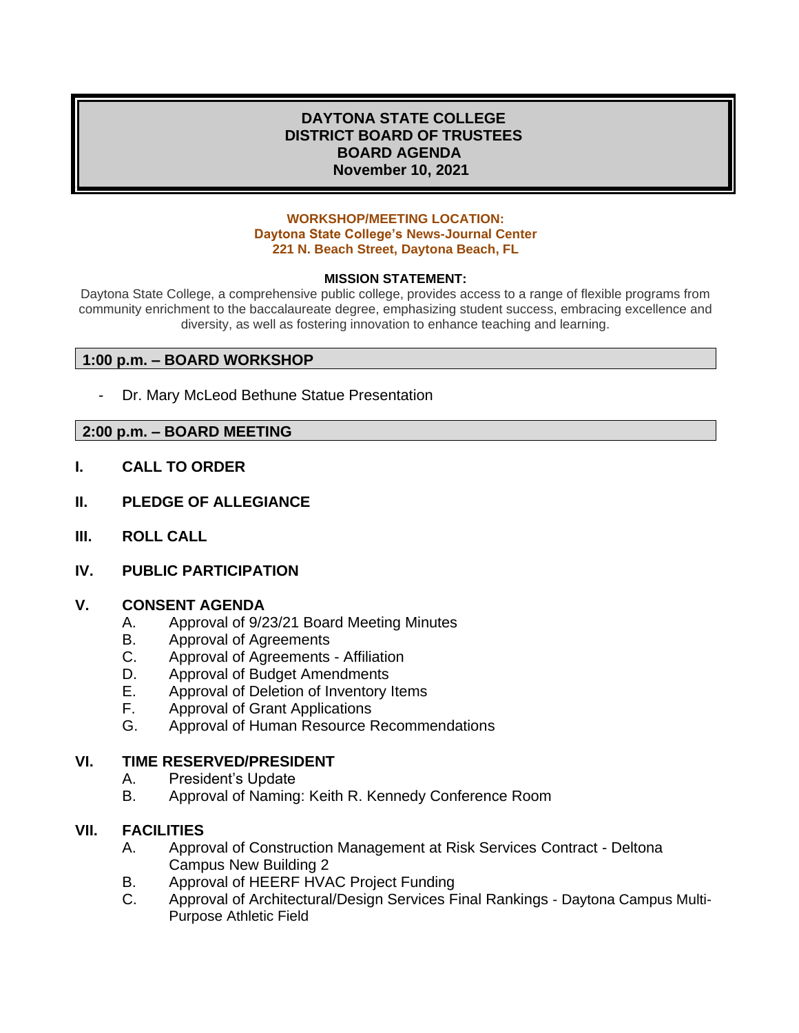# DAYTONA STATE COLLEGE
# DISTRICT BOARD OF TRUSTEES
# BOARD AGENDA
# November 10, 2021

**WORKSHOP/MEETING LOCATION:**
**Daytona State College's News-Journal Center**
**221 N. Beach Street, Daytona Beach, FL**

**MISSION STATEMENT:**

Daytona State College, a comprehensive public college, provides access to a range of flexible programs from community enrichment to the baccalaureate degree, emphasizing student success, embracing excellence and diversity, as well as fostering innovation to enhance teaching and learning.

## 1:00 p.m. – BOARD WORKSHOP

- Dr. Mary McLeod Bethune Statue Presentation

## 2:00 p.m. – BOARD MEETING

**I. CALL TO ORDER**

**II. PLEDGE OF ALLEGIANCE**

**III. ROLL CALL**

**IV. PUBLIC PARTICIPATION**

**V. CONSENT AGENDA**

A. Approval of 9/23/21 Board Meeting Minutes
B. Approval of Agreements
C. Approval of Agreements - Affiliation
D. Approval of Budget Amendments
E. Approval of Deletion of Inventory Items
F. Approval of Grant Applications
G. Approval of Human Resource Recommendations

**VI. TIME RESERVED/PRESIDENT**

A. President's Update
B. Approval of Naming: Keith R. Kennedy Conference Room

**VII. FACILITIES**

A. Approval of Construction Management at Risk Services Contract - Deltona Campus New Building 2
B. Approval of HEERF HVAC Project Funding
C. Approval of Architectural/Design Services Final Rankings - Daytona Campus Multi-Purpose Athletic Field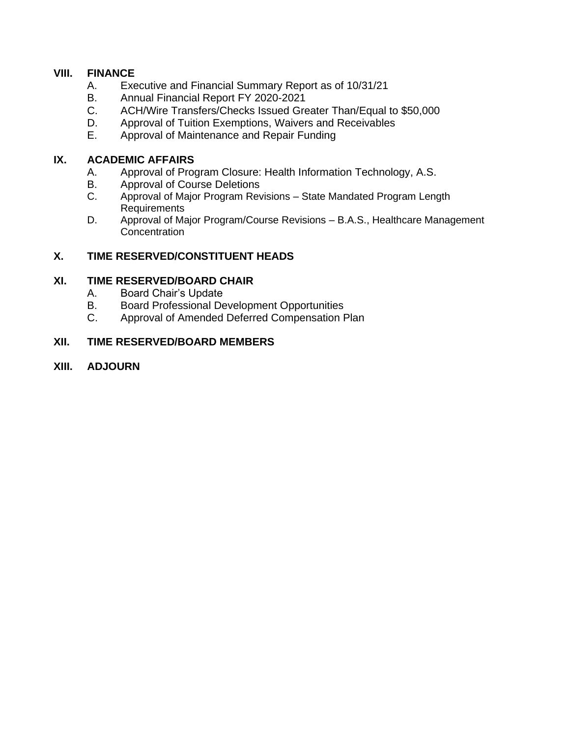## VIII. FINANCE

A. Executive and Financial Summary Report as of 10/31/21
B. Annual Financial Report FY 2020-2021
C. ACH/Wire Transfers/Checks Issued Greater Than/Equal to $50,000
D. Approval of Tuition Exemptions, Waivers and Receivables
E. Approval of Maintenance and Repair Funding

## IX. ACADEMIC AFFAIRS

A. Approval of Program Closure: Health Information Technology, A.S.
B. Approval of Course Deletions
C. Approval of Major Program Revisions – State Mandated Program Length Requirements
D. Approval of Major Program/Course Revisions – B.A.S., Healthcare Management Concentration

## X. TIME RESERVED/CONSTITUENT HEADS

## XI. TIME RESERVED/BOARD CHAIR

A. Board Chair's Update
B. Board Professional Development Opportunities
C. Approval of Amended Deferred Compensation Plan

## XII. TIME RESERVED/BOARD MEMBERS

## XIII. ADJOURN